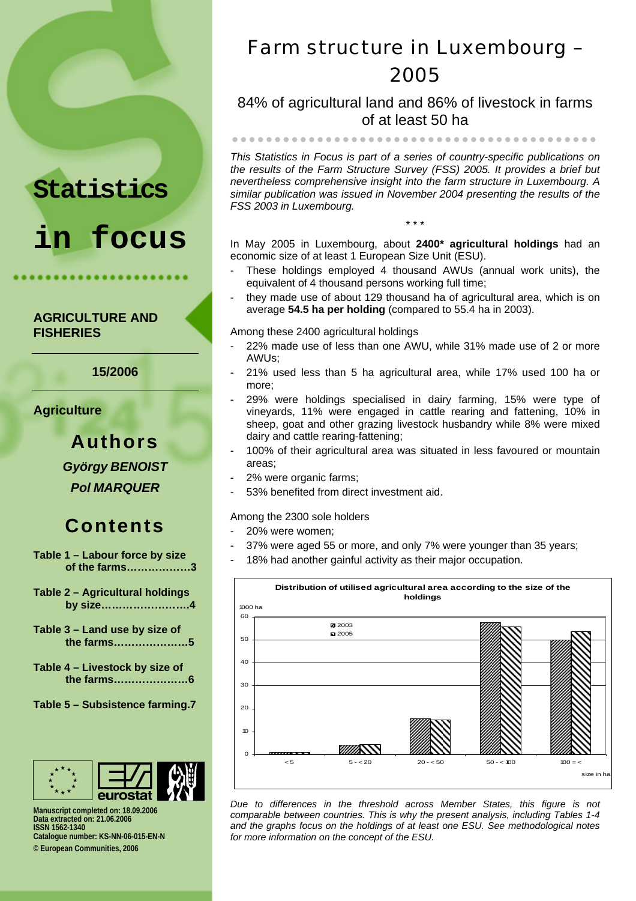# Farm structure in Luxembourg – 2005

## 84% of agricultural land and 86% of livestock in farms of at least 50 ha

*This Statistics in Focus is part of a series of country-specific publications on the results of the Farm Structure Survey (FSS) 2005. It provides a brief but nevertheless comprehensive insight into the farm structure in Luxembourg. A similar publication was issued in November 2004 presenting the results of the FSS 2003 in Luxembourg.*

\* \* \*

In May 2005 in Luxembourg, about **2400\* agricultural holdings** had an economic size of at least 1 European Size Unit (ESU).

- These holdings employed 4 thousand AWUs (annual work units), the equivalent of 4 thousand persons working full time;
- they made use of about 129 thousand ha of agricultural area, which is on average **54.5 ha per holding** (compared to 55.4 ha in 2003).

Among these 2400 agricultural holdings

- 22% made use of less than one AWU, while 31% made use of 2 or more AWUs;
- 21% used less than 5 ha agricultural area, while 17% used 100 ha or more;
- 29% were holdings specialised in dairy farming, 15% were type of vineyards, 11% were engaged in cattle rearing and fattening, 10% in sheep, goat and other grazing livestock husbandry while 8% were mixed dairy and cattle rearing-fattening;
- 100% of their agricultural area was situated in less favoured or mountain areas;
- 2% were organic farms;
- 53% benefited from direct investment aid.

Among the 2300 sole holders

- 20% were women;
- 37% were aged 55 or more, and only 7% were younger than 35 years;
- 18% had another gainful activity as their major occupation.

**Distribution of utilised agricultural area according to the size of the holdings**

1000 ha; legend: 2003, 2005

| size in ha | < 5 | 5 - < 20 | 20 - < 50 | 50 - < 100 | 100 = < |
|---|---|---|---|---|---|

*Due to differences in the threshold across Member States, this figure is not comparable between countries. This is why the present analysis, including Tables 1-4 and the graphs focus on the holdings of at least one ESU. See methodological notes for more information on the concept of the ESU.*

---

**Statistics in focus**

**AGRICULTURE AND FISHERIES**

**15/2006**

**Agriculture**

**Authors**

***György BENOIST***

***Pol MARQUER***

**Contents**

**Table 1 – Labour force by size of the farms……………….3**

**Table 2 – Agricultural holdings by size…………………….4**

**Table 3 – Land use by size of the farms…………………5**

**Table 4 – Livestock by size of the farms…………………6**

**Table 5 – Subsistence farming.7**

**Manuscript completed on: 18.09.2006**
**Data extracted on: 21.06.2006**
**ISSN 1562-1340**
**Catalogue number: KS-NN-06-015-EN-N**
**© European Communities, 2006**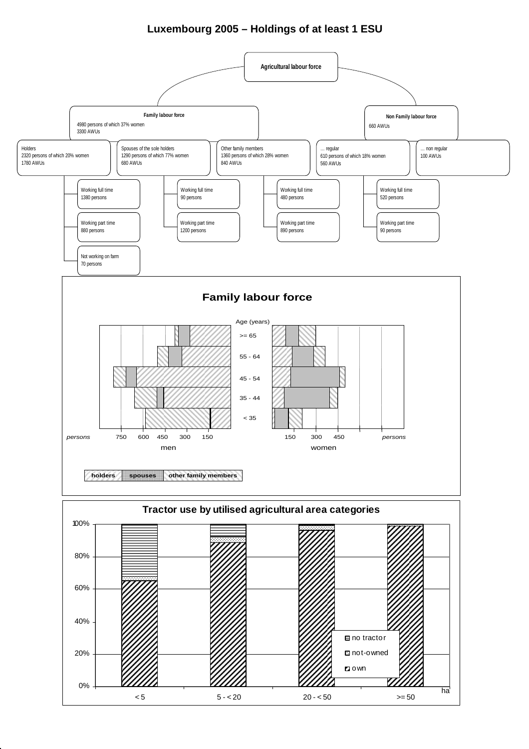# Luxembourg 2005 – Holdings of at least 1 ESU

**Agricultural labour force**

**Family labour force**
4980 persons of which 37% women
3300 AWUs

- Holders
  2320 persons of which 20% women
  1780 AWUs
  - Working full time: 1380 persons
  - Working part time: 880 persons
  - Not working on farm: 70 persons
- Spouses of the sole holders
  1290 persons of which 77% women
  680 AWUs
  - Working full time: 90 persons
  - Working part time: 1200 persons
- Other family members
  1360 persons of which 28% women
  840 AWUs
  - Working full time: 480 persons
  - Working part time: 890 persons

**Non Family labour force**
660 AWUs

- … regular
  610 persons of which 18% women
  560 AWUs
  - Working full time: 520 persons
  - Working part time: 90 persons
- … non regular
  100 AWUs

## Family labour force

Age (years): >= 65, 55 - 64, 45 - 54, 35 - 44, < 35

men / women (persons): 750, 600, 450, 300, 150 | 150, 300, 450

holders | spouses | other family members

## Tractor use by utilised agricultural area categories

ha: < 5, 5 - < 20, 20 - < 50, >= 50

0%, 20%, 40%, 60%, 80%, 100%

no tractor | not-owned | own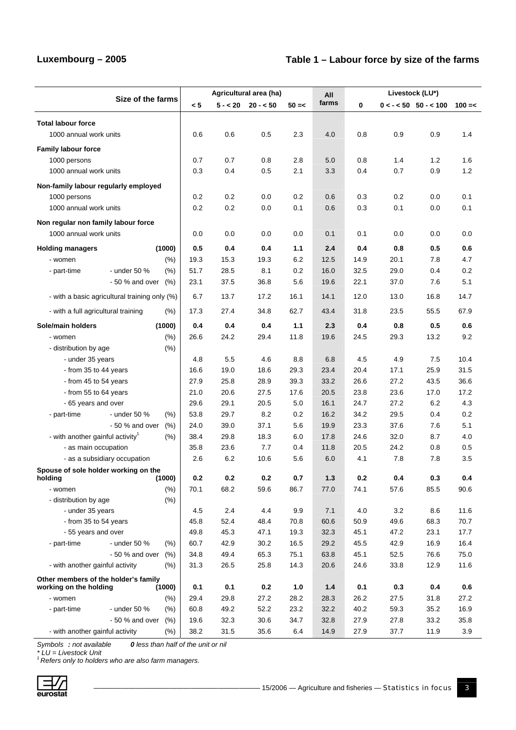## Luxembourg – 2005

## Table 1 – Labour force by size of the farms

| Size of the farms | | Agricultural area (ha) | | | | All farms | Livestock (LU*) | | | |
|---|---|---|---|---|---|---|---|---|---|---|
| | | < 5 | 5 - < 20 | 20 - < 50 | 50 =< | | 0 | 0 < - < 50 | 50 - < 100 | 100 =< |
| **Total labour force** | | | | | | | | | | |
| 1000 annual work units | | 0.6 | 0.6 | 0.5 | 2.3 | 4.0 | 0.8 | 0.9 | 0.9 | 1.4 |
| **Family labour force** | | | | | | | | | | |
| 1000 persons | | 0.7 | 0.7 | 0.8 | 2.8 | 5.0 | 0.8 | 1.4 | 1.2 | 1.6 |
| 1000 annual work units | | 0.3 | 0.4 | 0.5 | 2.1 | 3.3 | 0.4 | 0.7 | 0.9 | 1.2 |
| **Non-family labour regularly employed** | | | | | | | | | | |
| 1000 persons | | 0.2 | 0.2 | 0.0 | 0.2 | 0.6 | 0.3 | 0.2 | 0.0 | 0.1 |
| 1000 annual work units | | 0.2 | 0.2 | 0.0 | 0.1 | 0.6 | 0.3 | 0.1 | 0.0 | 0.1 |
| **Non regular non family labour force** | | | | | | | | | | |
| 1000 annual work units | | 0.0 | 0.0 | 0.0 | 0.0 | 0.1 | 0.1 | 0.0 | 0.0 | 0.0 |
| **Holding managers** | (1000) | **0.5** | **0.4** | **0.4** | **1.1** | **2.4** | **0.4** | **0.8** | **0.5** | **0.6** |
| - women | (%) | 19.3 | 15.3 | 19.3 | 6.2 | 12.5 | 14.9 | 20.1 | 7.8 | 4.7 |
| - part-time - under 50 % | (%) | 51.7 | 28.5 | 8.1 | 0.2 | 16.0 | 32.5 | 29.0 | 0.4 | 0.2 |
| - 50 % and over | (%) | 23.1 | 37.5 | 36.8 | 5.6 | 19.6 | 22.1 | 37.0 | 7.6 | 5.1 |
| - with a basic agricultural training only | (%) | 6.7 | 13.7 | 17.2 | 16.1 | 14.1 | 12.0 | 13.0 | 16.8 | 14.7 |
| - with a full agricultural training | (%) | 17.3 | 27.4 | 34.8 | 62.7 | 43.4 | 31.8 | 23.5 | 55.5 | 67.9 |
| **Sole/main holders** | (1000) | **0.4** | **0.4** | **0.4** | **1.1** | **2.3** | **0.4** | **0.8** | **0.5** | **0.6** |
| - women | (%) | 26.6 | 24.2 | 29.4 | 11.8 | 19.6 | 24.5 | 29.3 | 13.2 | 9.2 |
| - distribution by age | (%) | | | | | | | | | |
| - under 35 years | | 4.8 | 5.5 | 4.6 | 8.8 | 6.8 | 4.5 | 4.9 | 7.5 | 10.4 |
| - from 35 to 44 years | | 16.6 | 19.0 | 18.6 | 29.3 | 23.4 | 20.4 | 17.1 | 25.9 | 31.5 |
| - from 45 to 54 years | | 27.9 | 25.8 | 28.9 | 39.3 | 33.2 | 26.6 | 27.2 | 43.5 | 36.6 |
| - from 55 to 64 years | | 21.0 | 20.6 | 27.5 | 17.6 | 20.5 | 23.8 | 23.6 | 17.0 | 17.2 |
| - 65 years and over | | 29.6 | 29.1 | 20.5 | 5.0 | 16.1 | 24.7 | 27.2 | 6.2 | 4.3 |
| - part-time - under 50 % | (%) | 53.8 | 29.7 | 8.2 | 0.2 | 16.2 | 34.2 | 29.5 | 0.4 | 0.2 |
| - 50 % and over | (%) | 24.0 | 39.0 | 37.1 | 5.6 | 19.9 | 23.3 | 37.6 | 7.6 | 5.1 |
| - with another gainful activity[1] | (%) | 38.4 | 29.8 | 18.3 | 6.0 | 17.8 | 24.6 | 32.0 | 8.7 | 4.0 |
| - as main occupation | | 35.8 | 23.6 | 7.7 | 0.4 | 11.8 | 20.5 | 24.2 | 0.8 | 0.5 |
| - as a subsidiary occupation | | 2.6 | 6.2 | 10.6 | 5.6 | 6.0 | 4.1 | 7.8 | 7.8 | 3.5 |
| **Spouse of sole holder working on the holding** | (1000) | **0.2** | **0.2** | **0.2** | **0.7** | **1.3** | **0.2** | **0.4** | **0.3** | **0.4** |
| - women | (%) | 70.1 | 68.2 | 59.6 | 86.7 | 77.0 | 74.1 | 57.6 | 85.5 | 90.6 |
| - distribution by age | (%) | | | | | | | | | |
| - under 35 years | | 4.5 | 2.4 | 4.4 | 9.9 | 7.1 | 4.0 | 3.2 | 8.6 | 11.6 |
| - from 35 to 54 years | | 45.8 | 52.4 | 48.4 | 70.8 | 60.6 | 50.9 | 49.6 | 68.3 | 70.7 |
| - 55 years and over | | 49.8 | 45.3 | 47.1 | 19.3 | 32.3 | 45.1 | 47.2 | 23.1 | 17.7 |
| - part-time - under 50 % | (%) | 60.7 | 42.9 | 30.2 | 16.5 | 29.2 | 45.5 | 42.9 | 16.9 | 16.4 |
| - 50 % and over | (%) | 34.8 | 49.4 | 65.3 | 75.1 | 63.8 | 45.1 | 52.5 | 76.6 | 75.0 |
| - with another gainful activity | (%) | 31.3 | 26.5 | 25.8 | 14.3 | 20.6 | 24.6 | 33.8 | 12.9 | 11.6 |
| **Other members of the holder's family working on the holding** | (1000) | **0.1** | **0.1** | **0.2** | **1.0** | **1.4** | **0.1** | **0.3** | **0.4** | **0.6** |
| - women | (%) | 29.4 | 29.8 | 27.2 | 28.2 | 28.3 | 26.2 | 27.5 | 31.8 | 27.2 |
| - part-time - under 50 % | (%) | 60.8 | 49.2 | 52.2 | 23.2 | 32.2 | 40.2 | 59.3 | 35.2 | 16.9 |
| - 50 % and over | (%) | 19.6 | 32.3 | 30.6 | 34.7 | 32.8 | 27.9 | 27.8 | 33.2 | 35.8 |
| - with another gainful activity | (%) | 38.2 | 31.5 | 35.6 | 6.4 | 14.9 | 27.9 | 37.7 | 11.9 | 3.9 |

*Symbols* **:** *not available* **0** *less than half of the unit or nil*

*\* LU = Livestock Unit*

*[1] Refers only to holders who are also farm managers.*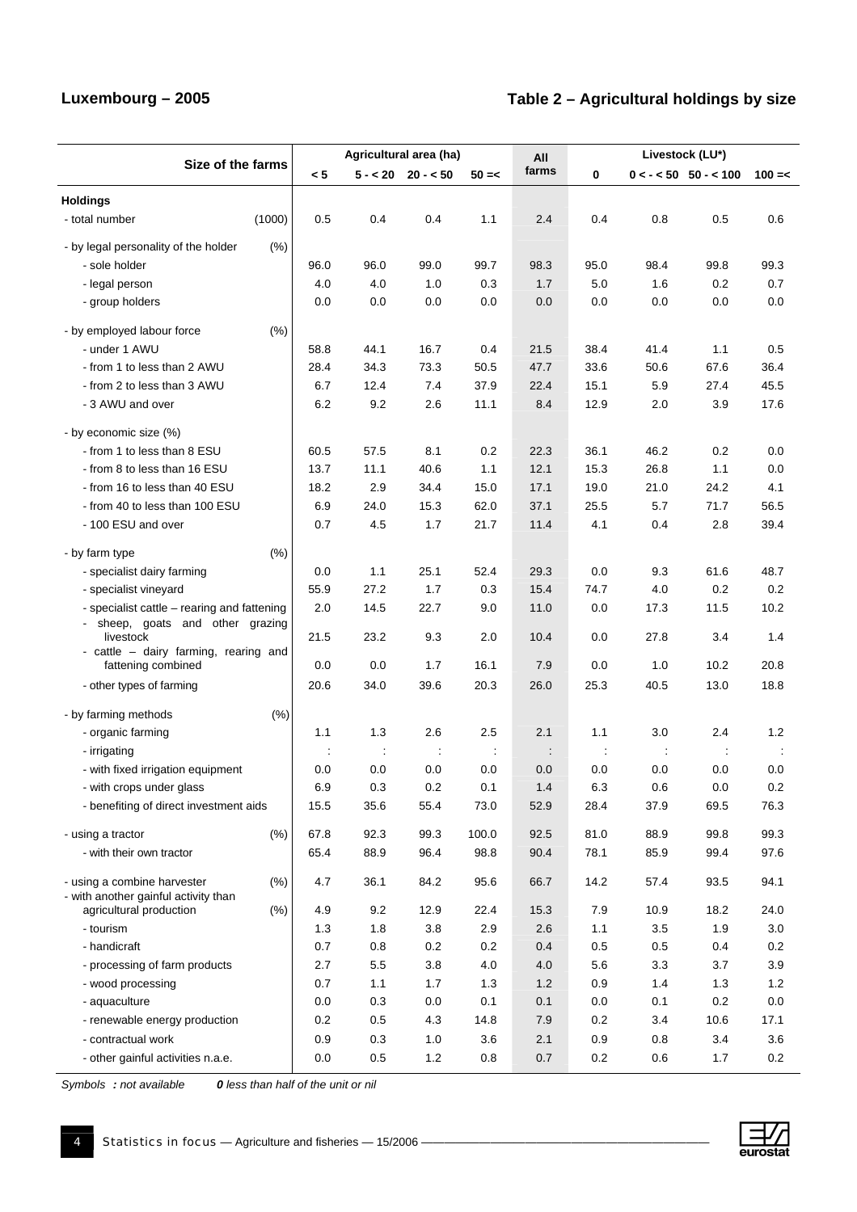## Luxembourg – 2005

## Table 2 – Agricultural holdings by size

| Size of the farms | | Agricultural area (ha) | | | | All farms | Livestock (LU*) | | | |
|---|---|---|---|---|---|---|---|---|---|---|
| | | < 5 | 5 - < 20 | 20 - < 50 | 50 =< | | 0 | 0 < - < 50 | 50 - < 100 | 100 =< |
| **Holdings** | | | | | | | | | | |
| - total number | (1000) | 0.5 | 0.4 | 0.4 | 1.1 | 2.4 | 0.4 | 0.8 | 0.5 | 0.6 |
| - by legal personality of the holder | (%) | | | | | | | | | |
| - sole holder | | 96.0 | 96.0 | 99.0 | 99.7 | 98.3 | 95.0 | 98.4 | 99.8 | 99.3 |
| - legal person | | 4.0 | 4.0 | 1.0 | 0.3 | 1.7 | 5.0 | 1.6 | 0.2 | 0.7 |
| - group holders | | 0.0 | 0.0 | 0.0 | 0.0 | 0.0 | 0.0 | 0.0 | 0.0 | 0.0 |
| - by employed labour force | (%) | | | | | | | | | |
| - under 1 AWU | | 58.8 | 44.1 | 16.7 | 0.4 | 21.5 | 38.4 | 41.4 | 1.1 | 0.5 |
| - from 1 to less than 2 AWU | | 28.4 | 34.3 | 73.3 | 50.5 | 47.7 | 33.6 | 50.6 | 67.6 | 36.4 |
| - from 2 to less than 3 AWU | | 6.7 | 12.4 | 7.4 | 37.9 | 22.4 | 15.1 | 5.9 | 27.4 | 45.5 |
| - 3 AWU and over | | 6.2 | 9.2 | 2.6 | 11.1 | 8.4 | 12.9 | 2.0 | 3.9 | 17.6 |
| - by economic size (%) | | | | | | | | | | |
| - from 1 to less than 8 ESU | | 60.5 | 57.5 | 8.1 | 0.2 | 22.3 | 36.1 | 46.2 | 0.2 | 0.0 |
| - from 8 to less than 16 ESU | | 13.7 | 11.1 | 40.6 | 1.1 | 12.1 | 15.3 | 26.8 | 1.1 | 0.0 |
| - from 16 to less than 40 ESU | | 18.2 | 2.9 | 34.4 | 15.0 | 17.1 | 19.0 | 21.0 | 24.2 | 4.1 |
| - from 40 to less than 100 ESU | | 6.9 | 24.0 | 15.3 | 62.0 | 37.1 | 25.5 | 5.7 | 71.7 | 56.5 |
| - 100 ESU and over | | 0.7 | 4.5 | 1.7 | 21.7 | 11.4 | 4.1 | 0.4 | 2.8 | 39.4 |
| - by farm type | (%) | | | | | | | | | |
| - specialist dairy farming | | 0.0 | 1.1 | 25.1 | 52.4 | 29.3 | 0.0 | 9.3 | 61.6 | 48.7 |
| - specialist vineyard | | 55.9 | 27.2 | 1.7 | 0.3 | 15.4 | 74.7 | 4.0 | 0.2 | 0.2 |
| - specialist cattle – rearing and fattening | | 2.0 | 14.5 | 22.7 | 9.0 | 11.0 | 0.0 | 17.3 | 11.5 | 10.2 |
| - sheep, goats and other grazing livestock | | 21.5 | 23.2 | 9.3 | 2.0 | 10.4 | 0.0 | 27.8 | 3.4 | 1.4 |
| - cattle – dairy farming, rearing and fattening combined | | 0.0 | 0.0 | 1.7 | 16.1 | 7.9 | 0.0 | 1.0 | 10.2 | 20.8 |
| - other types of farming | | 20.6 | 34.0 | 39.6 | 20.3 | 26.0 | 25.3 | 40.5 | 13.0 | 18.8 |
| - by farming methods | (%) | | | | | | | | | |
| - organic farming | | 1.1 | 1.3 | 2.6 | 2.5 | 2.1 | 1.1 | 3.0 | 2.4 | 1.2 |
| - irrigating | | : | : | : | : | : | : | : | : | : |
| - with fixed irrigation equipment | | 0.0 | 0.0 | 0.0 | 0.0 | 0.0 | 0.0 | 0.0 | 0.0 | 0.0 |
| - with crops under glass | | 6.9 | 0.3 | 0.2 | 0.1 | 1.4 | 6.3 | 0.6 | 0.0 | 0.2 |
| - benefiting of direct investment aids | | 15.5 | 35.6 | 55.4 | 73.0 | 52.9 | 28.4 | 37.9 | 69.5 | 76.3 |
| - using a tractor | (%) | 67.8 | 92.3 | 99.3 | 100.0 | 92.5 | 81.0 | 88.9 | 99.8 | 99.3 |
| - with their own tractor | | 65.4 | 88.9 | 96.4 | 98.8 | 90.4 | 78.1 | 85.9 | 99.4 | 97.6 |
| - using a combine harvester | (%) | 4.7 | 36.1 | 84.2 | 95.6 | 66.7 | 14.2 | 57.4 | 93.5 | 94.1 |
| - with another gainful activity than agricultural production | (%) | 4.9 | 9.2 | 12.9 | 22.4 | 15.3 | 7.9 | 10.9 | 18.2 | 24.0 |
| - tourism | | 1.3 | 1.8 | 3.8 | 2.9 | 2.6 | 1.1 | 3.5 | 1.9 | 3.0 |
| - handicraft | | 0.7 | 0.8 | 0.2 | 0.2 | 0.4 | 0.5 | 0.5 | 0.4 | 0.2 |
| - processing of farm products | | 2.7 | 5.5 | 3.8 | 4.0 | 4.0 | 5.6 | 3.3 | 3.7 | 3.9 |
| - wood processing | | 0.7 | 1.1 | 1.7 | 1.3 | 1.2 | 0.9 | 1.4 | 1.3 | 1.2 |
| - aquaculture | | 0.0 | 0.3 | 0.0 | 0.1 | 0.1 | 0.0 | 0.1 | 0.2 | 0.0 |
| - renewable energy production | | 0.2 | 0.5 | 4.3 | 14.8 | 7.9 | 0.2 | 3.4 | 10.6 | 17.1 |
| - contractual work | | 0.9 | 0.3 | 1.0 | 3.6 | 2.1 | 0.9 | 0.8 | 3.4 | 3.6 |
| - other gainful activities n.a.e. | | 0.0 | 0.5 | 1.2 | 0.8 | 0.7 | 0.2 | 0.6 | 1.7 | 0.2 |

*Symbols* ***:*** *not available* ***0*** *less than half of the unit or nil*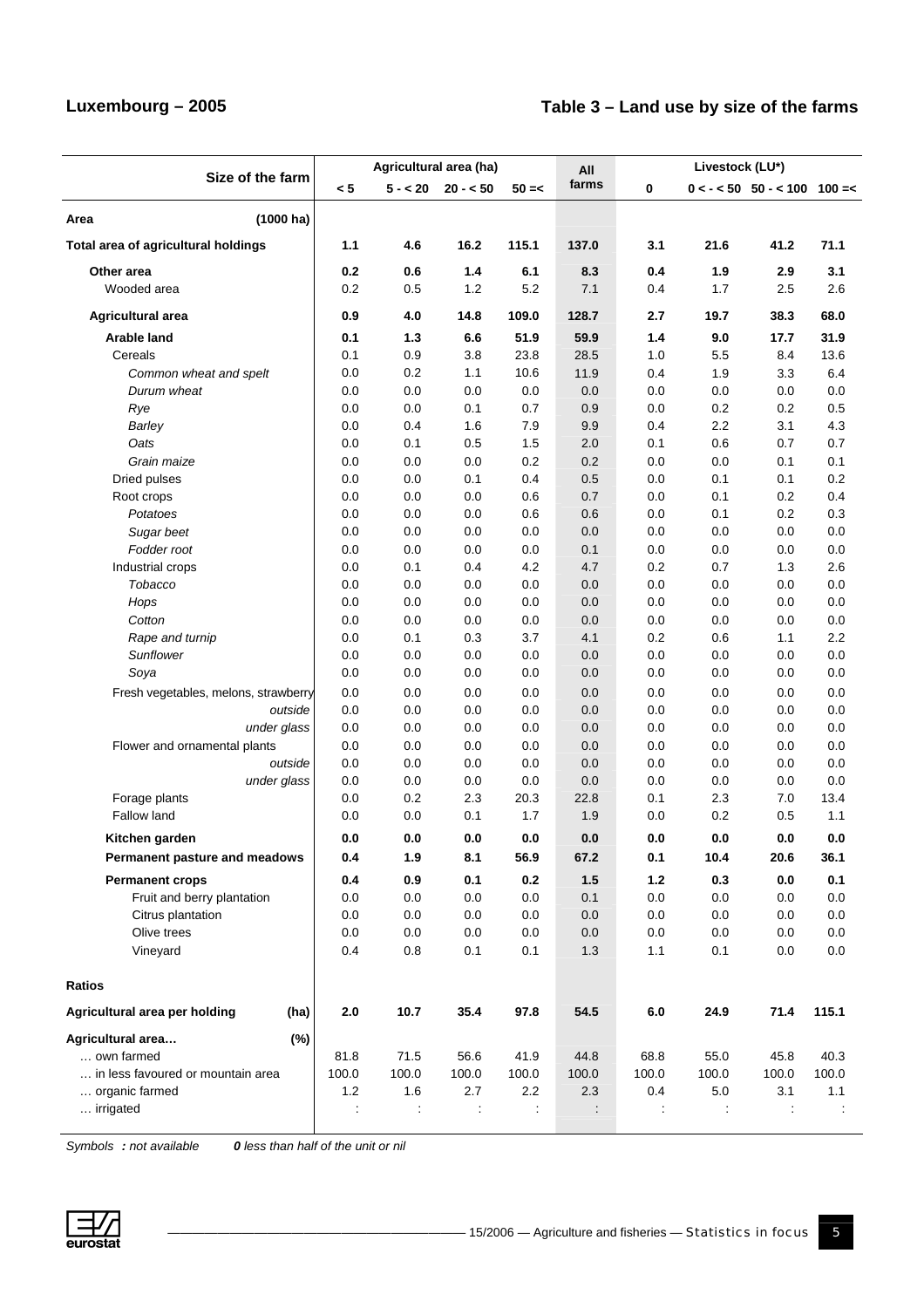## Luxembourg – 2005

## Table 3 – Land use by size of the farms

| Size of the farm | Agricultural area (ha) | | | | All farms | Livestock (LU*) | | | |
|---|---|---|---|---|---|---|---|---|---|
| | < 5 | 5 - < 20 | 20 - < 50 | 50 =< | | 0 | 0 < - < 50 | 50 - < 100 | 100 =< |
| **Area (1000 ha)** | | | | | | | | | |
| **Total area of agricultural holdings** | **1.1** | **4.6** | **16.2** | **115.1** | **137.0** | **3.1** | **21.6** | **41.2** | **71.1** |
| **Other area** | **0.2** | **0.6** | **1.4** | **6.1** | **8.3** | **0.4** | **1.9** | **2.9** | **3.1** |
| Wooded area | 0.2 | 0.5 | 1.2 | 5.2 | 7.1 | 0.4 | 1.7 | 2.5 | 2.6 |
| **Agricultural area** | **0.9** | **4.0** | **14.8** | **109.0** | **128.7** | **2.7** | **19.7** | **38.3** | **68.0** |
| **Arable land** | **0.1** | **1.3** | **6.6** | **51.9** | **59.9** | **1.4** | **9.0** | **17.7** | **31.9** |
| Cereals | 0.1 | 0.9 | 3.8 | 23.8 | 28.5 | 1.0 | 5.5 | 8.4 | 13.6 |
| *Common wheat and spelt* | 0.0 | 0.2 | 1.1 | 10.6 | 11.9 | 0.4 | 1.9 | 3.3 | 6.4 |
| *Durum wheat* | 0.0 | 0.0 | 0.0 | 0.0 | 0.0 | 0.0 | 0.0 | 0.0 | 0.0 |
| *Rye* | 0.0 | 0.0 | 0.1 | 0.7 | 0.9 | 0.0 | 0.2 | 0.2 | 0.5 |
| *Barley* | 0.0 | 0.4 | 1.6 | 7.9 | 9.9 | 0.4 | 2.2 | 3.1 | 4.3 |
| *Oats* | 0.0 | 0.1 | 0.5 | 1.5 | 2.0 | 0.1 | 0.6 | 0.7 | 0.7 |
| *Grain maize* | 0.0 | 0.0 | 0.0 | 0.2 | 0.2 | 0.0 | 0.0 | 0.1 | 0.1 |
| Dried pulses | 0.0 | 0.0 | 0.1 | 0.4 | 0.5 | 0.0 | 0.1 | 0.1 | 0.2 |
| Root crops | 0.0 | 0.0 | 0.0 | 0.6 | 0.7 | 0.0 | 0.1 | 0.2 | 0.4 |
| *Potatoes* | 0.0 | 0.0 | 0.0 | 0.6 | 0.6 | 0.0 | 0.1 | 0.2 | 0.3 |
| *Sugar beet* | 0.0 | 0.0 | 0.0 | 0.0 | 0.0 | 0.0 | 0.0 | 0.0 | 0.0 |
| *Fodder root* | 0.0 | 0.0 | 0.0 | 0.0 | 0.1 | 0.0 | 0.0 | 0.0 | 0.0 |
| Industrial crops | 0.0 | 0.1 | 0.4 | 4.2 | 4.7 | 0.2 | 0.7 | 1.3 | 2.6 |
| *Tobacco* | 0.0 | 0.0 | 0.0 | 0.0 | 0.0 | 0.0 | 0.0 | 0.0 | 0.0 |
| *Hops* | 0.0 | 0.0 | 0.0 | 0.0 | 0.0 | 0.0 | 0.0 | 0.0 | 0.0 |
| *Cotton* | 0.0 | 0.0 | 0.0 | 0.0 | 0.0 | 0.0 | 0.0 | 0.0 | 0.0 |
| *Rape and turnip* | 0.0 | 0.1 | 0.3 | 3.7 | 4.1 | 0.2 | 0.6 | 1.1 | 2.2 |
| *Sunflower* | 0.0 | 0.0 | 0.0 | 0.0 | 0.0 | 0.0 | 0.0 | 0.0 | 0.0 |
| *Soya* | 0.0 | 0.0 | 0.0 | 0.0 | 0.0 | 0.0 | 0.0 | 0.0 | 0.0 |
| Fresh vegetables, melons, strawberry | 0.0 | 0.0 | 0.0 | 0.0 | 0.0 | 0.0 | 0.0 | 0.0 | 0.0 |
| *outside* | 0.0 | 0.0 | 0.0 | 0.0 | 0.0 | 0.0 | 0.0 | 0.0 | 0.0 |
| *under glass* | 0.0 | 0.0 | 0.0 | 0.0 | 0.0 | 0.0 | 0.0 | 0.0 | 0.0 |
| Flower and ornamental plants | 0.0 | 0.0 | 0.0 | 0.0 | 0.0 | 0.0 | 0.0 | 0.0 | 0.0 |
| *outside* | 0.0 | 0.0 | 0.0 | 0.0 | 0.0 | 0.0 | 0.0 | 0.0 | 0.0 |
| *under glass* | 0.0 | 0.0 | 0.0 | 0.0 | 0.0 | 0.0 | 0.0 | 0.0 | 0.0 |
| Forage plants | 0.0 | 0.2 | 2.3 | 20.3 | 22.8 | 0.1 | 2.3 | 7.0 | 13.4 |
| Fallow land | 0.0 | 0.0 | 0.1 | 1.7 | 1.9 | 0.0 | 0.2 | 0.5 | 1.1 |
| **Kitchen garden** | **0.0** | **0.0** | **0.0** | **0.0** | **0.0** | **0.0** | **0.0** | **0.0** | **0.0** |
| **Permanent pasture and meadows** | **0.4** | **1.9** | **8.1** | **56.9** | **67.2** | **0.1** | **10.4** | **20.6** | **36.1** |
| **Permanent crops** | **0.4** | **0.9** | **0.1** | **0.2** | **1.5** | **1.2** | **0.3** | **0.0** | **0.1** |
| Fruit and berry plantation | 0.0 | 0.0 | 0.0 | 0.0 | 0.1 | 0.0 | 0.0 | 0.0 | 0.0 |
| Citrus plantation | 0.0 | 0.0 | 0.0 | 0.0 | 0.0 | 0.0 | 0.0 | 0.0 | 0.0 |
| Olive trees | 0.0 | 0.0 | 0.0 | 0.0 | 0.0 | 0.0 | 0.0 | 0.0 | 0.0 |
| Vineyard | 0.4 | 0.8 | 0.1 | 0.1 | 1.3 | 1.1 | 0.1 | 0.0 | 0.0 |
| **Ratios** | | | | | | | | | |
| **Agricultural area per holding (ha)** | **2.0** | **10.7** | **35.4** | **97.8** | **54.5** | **6.0** | **24.9** | **71.4** | **115.1** |
| **Agricultural area… (%)** | | | | | | | | | |
| … own farmed | 81.8 | 71.5 | 56.6 | 41.9 | 44.8 | 68.8 | 55.0 | 45.8 | 40.3 |
| … in less favoured or mountain area | 100.0 | 100.0 | 100.0 | 100.0 | 100.0 | 100.0 | 100.0 | 100.0 | 100.0 |
| … organic farmed | 1.2 | 1.6 | 2.7 | 2.2 | 2.3 | 0.4 | 5.0 | 3.1 | 1.1 |
| … irrigated | : | : | : | : | : | : | : | : | : |

*Symbols* ***:*** *not available* ***0*** *less than half of the unit or nil*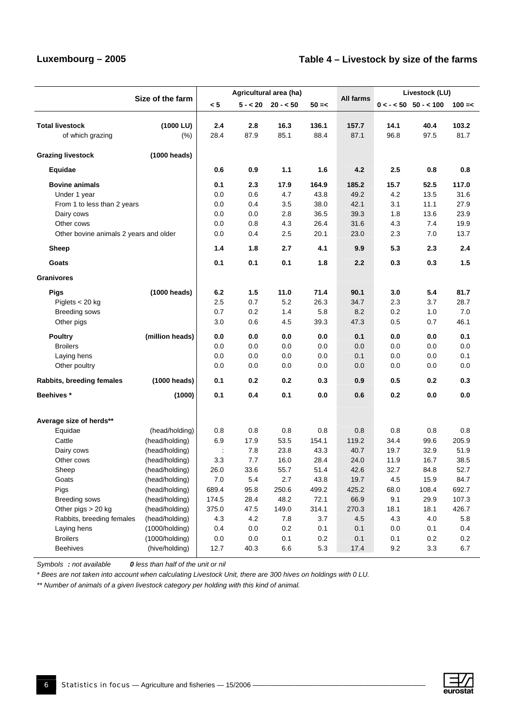## Luxembourg – 2005

## Table 4 – Livestock by size of the farms

| Size of the farm | | Agricultural area (ha) | | | | All farms | Livestock (LU) | | |
|---|---|---|---|---|---|---|---|---|---|
| | | < 5 | 5 - < 20 | 20 - < 50 | 50 =< | | 0 < - < 50 | 50 - < 100 | 100 =< |
| **Total livestock** | **(1000 LU)** | **2.4** | **2.8** | **16.3** | **136.1** | **157.7** | **14.1** | **40.4** | **103.2** |
| of which grazing | (%) | 28.4 | 87.9 | 85.1 | 88.4 | 87.1 | 96.8 | 97.5 | 81.7 |
| **Grazing livestock** | **(1000 heads)** | | | | | | | | |
| **Equidae** | | **0.6** | **0.9** | **1.1** | **1.6** | **4.2** | **2.5** | **0.8** | **0.8** |
| **Bovine animals** | | **0.1** | **2.3** | **17.9** | **164.9** | **185.2** | **15.7** | **52.5** | **117.0** |
| Under 1 year | | 0.0 | 0.6 | 4.7 | 43.8 | 49.2 | 4.2 | 13.5 | 31.6 |
| From 1 to less than 2 years | | 0.0 | 0.4 | 3.5 | 38.0 | 42.1 | 3.1 | 11.1 | 27.9 |
| Dairy cows | | 0.0 | 0.0 | 2.8 | 36.5 | 39.3 | 1.8 | 13.6 | 23.9 |
| Other cows | | 0.0 | 0.8 | 4.3 | 26.4 | 31.6 | 4.3 | 7.4 | 19.9 |
| Other bovine animals 2 years and older | | 0.0 | 0.4 | 2.5 | 20.1 | 23.0 | 2.3 | 7.0 | 13.7 |
| **Sheep** | | **1.4** | **1.8** | **2.7** | **4.1** | **9.9** | **5.3** | **2.3** | **2.4** |
| **Goats** | | **0.1** | **0.1** | **0.1** | **1.8** | **2.2** | **0.3** | **0.3** | **1.5** |
| **Granivores** | | | | | | | | | |
| **Pigs** | **(1000 heads)** | **6.2** | **1.5** | **11.0** | **71.4** | **90.1** | **3.0** | **5.4** | **81.7** |
| Piglets < 20 kg | | 2.5 | 0.7 | 5.2 | 26.3 | 34.7 | 2.3 | 3.7 | 28.7 |
| Breeding sows | | 0.7 | 0.2 | 1.4 | 5.8 | 8.2 | 0.2 | 1.0 | 7.0 |
| Other pigs | | 3.0 | 0.6 | 4.5 | 39.3 | 47.3 | 0.5 | 0.7 | 46.1 |
| **Poultry** | **(million heads)** | **0.0** | **0.0** | **0.0** | **0.0** | **0.1** | **0.0** | **0.0** | **0.1** |
| Broilers | | 0.0 | 0.0 | 0.0 | 0.0 | 0.0 | 0.0 | 0.0 | 0.0 |
| Laying hens | | 0.0 | 0.0 | 0.0 | 0.0 | 0.1 | 0.0 | 0.0 | 0.1 |
| Other poultry | | 0.0 | 0.0 | 0.0 | 0.0 | 0.0 | 0.0 | 0.0 | 0.0 |
| **Rabbits, breeding females** | **(1000 heads)** | **0.1** | **0.2** | **0.2** | **0.3** | **0.9** | **0.5** | **0.2** | **0.3** |
| **Beehives \*** | **(1000)** | **0.1** | **0.4** | **0.1** | **0.0** | **0.6** | **0.2** | **0.0** | **0.0** |
| **Average size of herds\*\*** | | | | | | | | | |
| Equidae | (head/holding) | 0.8 | 0.8 | 0.8 | 0.8 | 0.8 | 0.8 | 0.8 | 0.8 |
| Cattle | (head/holding) | 6.9 | 17.9 | 53.5 | 154.1 | 119.2 | 34.4 | 99.6 | 205.9 |
| Dairy cows | (head/holding) | : | 7.8 | 23.8 | 43.3 | 40.7 | 19.7 | 32.9 | 51.9 |
| Other cows | (head/holding) | 3.3 | 7.7 | 16.0 | 28.4 | 24.0 | 11.9 | 16.7 | 38.5 |
| Sheep | (head/holding) | 26.0 | 33.6 | 55.7 | 51.4 | 42.6 | 32.7 | 84.8 | 52.7 |
| Goats | (head/holding) | 7.0 | 5.4 | 2.7 | 43.8 | 19.7 | 4.5 | 15.9 | 84.7 |
| Pigs | (head/holding) | 689.4 | 95.8 | 250.6 | 499.2 | 425.2 | 68.0 | 108.4 | 692.7 |
| Breeding sows | (head/holding) | 174.5 | 28.4 | 48.2 | 72.1 | 66.9 | 9.1 | 29.9 | 107.3 |
| Other pigs > 20 kg | (head/holding) | 375.0 | 47.5 | 149.0 | 314.1 | 270.3 | 18.1 | 18.1 | 426.7 |
| Rabbits, breeding females | (head/holding) | 4.3 | 4.2 | 7.8 | 3.7 | 4.5 | 4.3 | 4.0 | 5.8 |
| Laying hens | (1000/holding) | 0.4 | 0.0 | 0.2 | 0.1 | 0.1 | 0.0 | 0.1 | 0.4 |
| Broilers | (1000/holding) | 0.0 | 0.0 | 0.1 | 0.2 | 0.1 | 0.1 | 0.2 | 0.2 |
| Beehives | (hive/holding) | 12.7 | 40.3 | 6.6 | 5.3 | 17.4 | 9.2 | 3.3 | 6.7 |

*Symbols* ***:*** *not available* ***0*** *less than half of the unit or nil*

*\* Bees are not taken into account when calculating Livestock Unit, there are 300 hives on holdings with 0 LU.*

*\*\* Number of animals of a given livestock category per holding with this kind of animal.*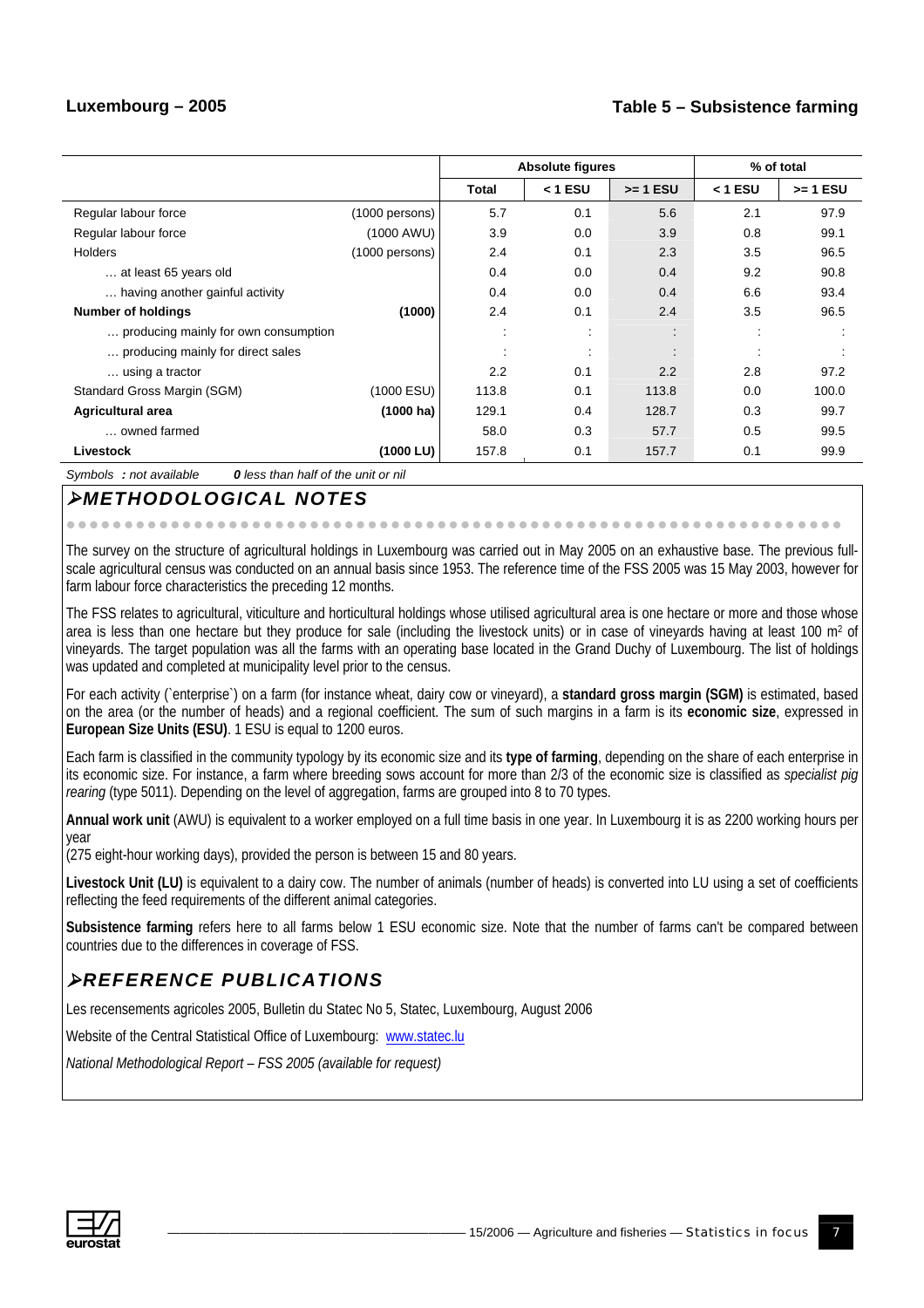**Luxembourg – 2005**

**Table 5 – Subsistence farming**

| | | Absolute figures | | | % of total | |
|---|---|---|---|---|---|---|
| | | Total | < 1 ESU | >= 1 ESU | < 1 ESU | >= 1 ESU |
| Regular labour force | (1000 persons) | 5.7 | 0.1 | 5.6 | 2.1 | 97.9 |
| Regular labour force | (1000 AWU) | 3.9 | 0.0 | 3.9 | 0.8 | 99.1 |
| Holders | (1000 persons) | 2.4 | 0.1 | 2.3 | 3.5 | 96.5 |
| … at least 65 years old | | 0.4 | 0.0 | 0.4 | 9.2 | 90.8 |
| … having another gainful activity | | 0.4 | 0.0 | 0.4 | 6.6 | 93.4 |
| **Number of holdings** | **(1000)** | 2.4 | 0.1 | 2.4 | 3.5 | 96.5 |
| … producing mainly for own consumption | | : | : | : | : | : |
| … producing mainly for direct sales | | : | : | : | : | : |
| … using a tractor | | 2.2 | 0.1 | 2.2 | 2.8 | 97.2 |
| Standard Gross Margin (SGM) | (1000 ESU) | 113.8 | 0.1 | 113.8 | 0.0 | 100.0 |
| **Agricultural area** | **(1000 ha)** | 129.1 | 0.4 | 128.7 | 0.3 | 99.7 |
| … owned farmed | | 58.0 | 0.3 | 57.7 | 0.5 | 99.5 |
| **Livestock** | **(1000 LU)** | 157.8 | 0.1 | 157.7 | 0.1 | 99.9 |

*Symbols* ***:*** *not available* ***0*** *less than half of the unit or nil*

## ➢METHODOLOGICAL NOTES

The survey on the structure of agricultural holdings in Luxembourg was carried out in May 2005 on an exhaustive base. The previous full-scale agricultural census was conducted on an annual basis since 1953. The reference time of the FSS 2005 was 15 May 2003, however for farm labour force characteristics the preceding 12 months.

The FSS relates to agricultural, viticulture and horticultural holdings whose utilised agricultural area is one hectare or more and those whose area is less than one hectare but they produce for sale (including the livestock units) or in case of vineyards having at least 100 m² of vineyards. The target population was all the farms with an operating base located in the Grand Duchy of Luxembourg. The list of holdings was updated and completed at municipality level prior to the census.

For each activity (`enterprise`) on a farm (for instance wheat, dairy cow or vineyard), a **standard gross margin (SGM)** is estimated, based on the area (or the number of heads) and a regional coefficient. The sum of such margins in a farm is its **economic size**, expressed in **European Size Units (ESU)**. 1 ESU is equal to 1200 euros.

Each farm is classified in the community typology by its economic size and its **type of farming**, depending on the share of each enterprise in its economic size. For instance, a farm where breeding sows account for more than 2/3 of the economic size is classified as *specialist pig rearing* (type 5011). Depending on the level of aggregation, farms are grouped into 8 to 70 types.

**Annual work unit** (AWU) is equivalent to a worker employed on a full time basis in one year. In Luxembourg it is as 2200 working hours per year
(275 eight-hour working days), provided the person is between 15 and 80 years.

**Livestock Unit (LU)** is equivalent to a dairy cow. The number of animals (number of heads) is converted into LU using a set of coefficients reflecting the feed requirements of the different animal categories.

**Subsistence farming** refers here to all farms below 1 ESU economic size. Note that the number of farms can't be compared between countries due to the differences in coverage of FSS.

## ➢REFERENCE PUBLICATIONS

Les recensements agricoles 2005, Bulletin du Statec No 5, Statec, Luxembourg, August 2006

Website of the Central Statistical Office of Luxembourg: www.statec.lu

*National Methodological Report – FSS 2005 (available for request)*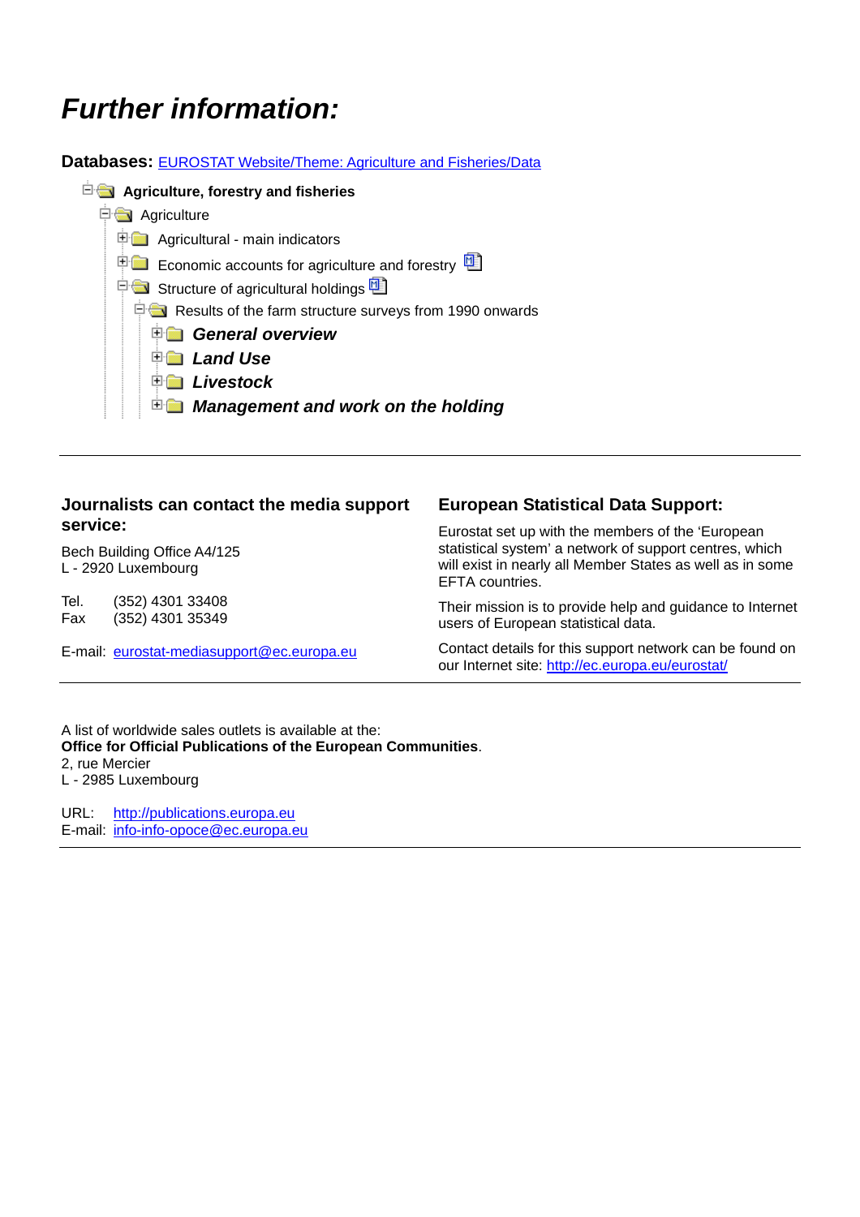# *Further information:*

**Databases:** [EUROSTAT Website/Theme: Agriculture and Fisheries/Data](http://ec.europa.eu/eurostat/)

- **Agriculture, forestry and fisheries**
  - Agriculture
    - Agricultural - main indicators
    - Economic accounts for agriculture and forestry
    - Structure of agricultural holdings
      - Results of the farm structure surveys from 1990 onwards
        - ***General overview***
        - ***Land Use***
        - ***Livestock***
        - ***Management and work on the holding***

---

### Journalists can contact the media support service:

Bech Building Office A4/125
L - 2920 Luxembourg

Tel. (352) 4301 33408
Fax (352) 4301 35349

E-mail: eurostat-mediasupport@ec.europa.eu

### European Statistical Data Support:

Eurostat set up with the members of the 'European statistical system' a network of support centres, which will exist in nearly all Member States as well as in some EFTA countries.

Their mission is to provide help and guidance to Internet users of European statistical data.

Contact details for this support network can be found on our Internet site: http://ec.europa.eu/eurostat/

---

A list of worldwide sales outlets is available at the:
**Office for Official Publications of the European Communities**.
2, rue Mercier
L - 2985 Luxembourg

URL: http://publications.europa.eu
E-mail: info-info-opoce@ec.europa.eu